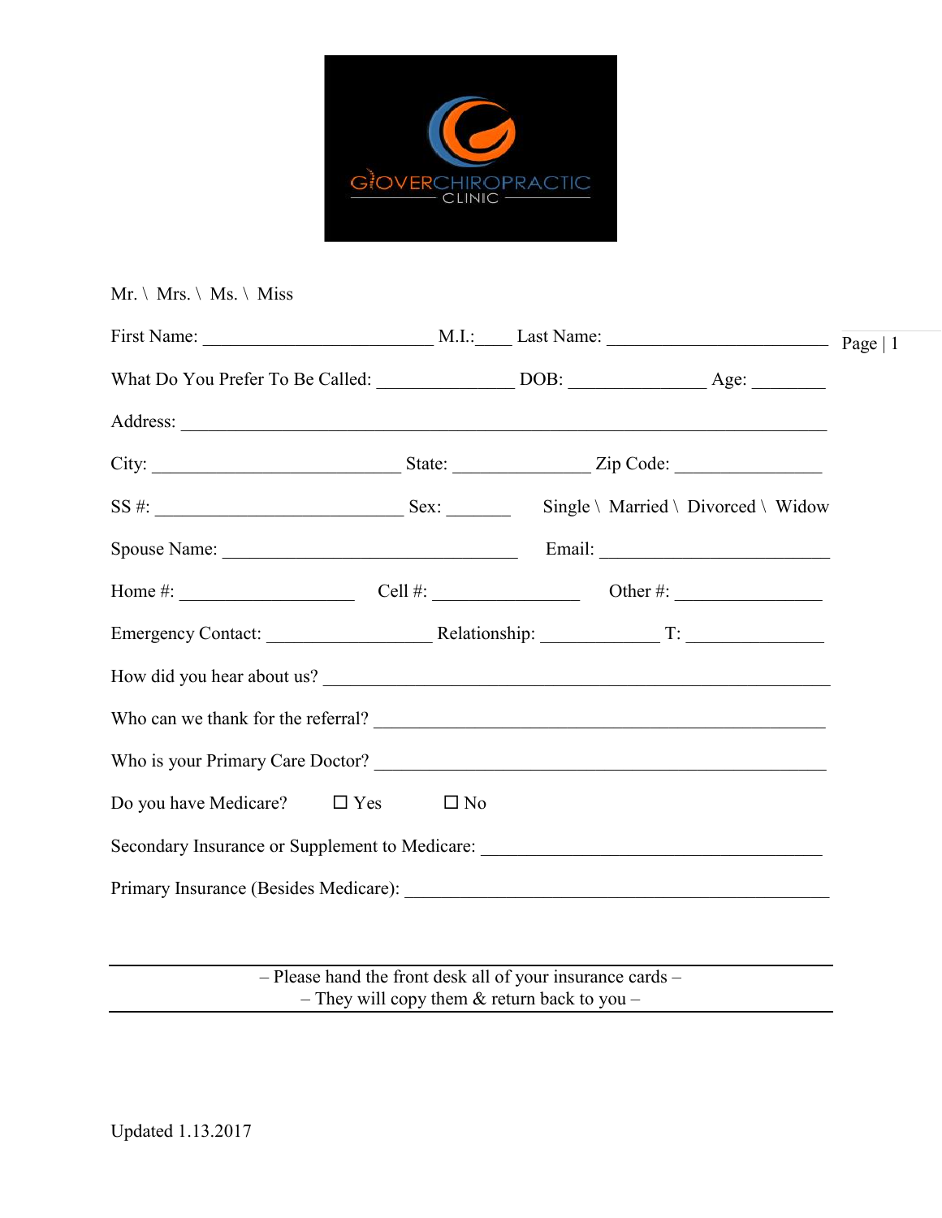GLOVER CHIROPRACTIC CLINIC

Mr. \ Mrs. \ Ms. \ Miss

First Name: _________________________ M.I.:____ Last Name: ________________________

What Do You Prefer To Be Called: _______________ DOB: _______________ Age: ________

Address: ______________________________________________________________________

City: ___________________________ State: _______________ Zip Code: ________________

SS #: ___________________________ Sex: _______ Single \ Married \ Divorced \ Widow

Spouse Name: _________________________________ Email: _________________________

Home #: ___________________ Cell #: ________________ Other #: ________________

Emergency Contact: __________________ Relationship: _____________ T: _______________

How did you hear about us? _______________________________________________________

Who can we thank for the referral? ___________________________________________________

Who is your Primary Care Doctor? ____________________________________________________

Do you have Medicare? ☐ Yes ☐ No

Secondary Insurance or Supplement to Medicare: ______________________________________

Primary Insurance (Besides Medicare): _______________________________________________

---

– Please hand the front desk all of your insurance cards –
– They will copy them & return back to you –

---

Updated 1.13.2017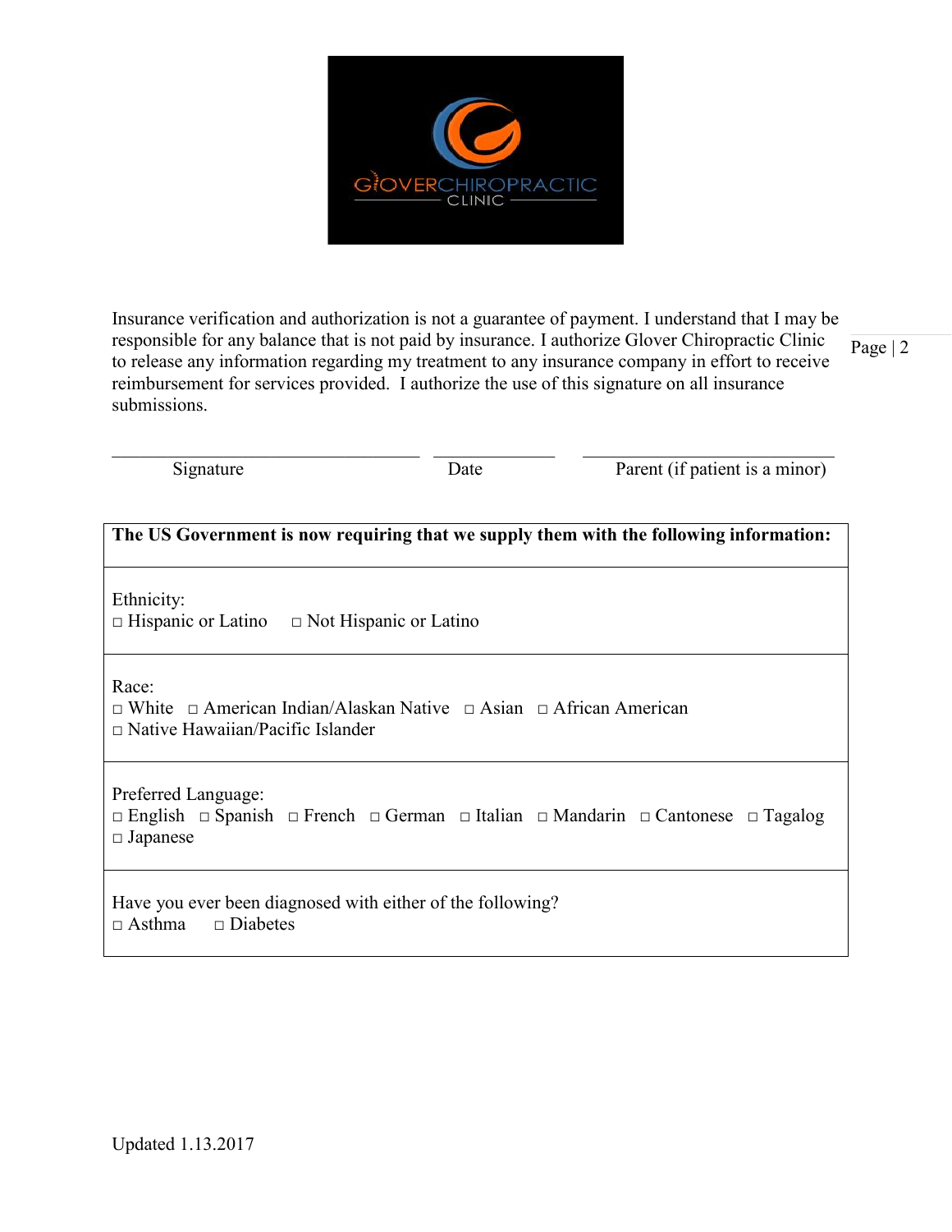Insurance verification and authorization is not a guarantee of payment. I understand that I may be responsible for any balance that is not paid by insurance. I authorize Glover Chiropractic Clinic to release any information regarding my treatment to any insurance company in effort to receive reimbursement for services provided. I authorize the use of this signature on all insurance submissions.

\_\_\_\_\_\_\_\_\_\_\_\_\_\_\_\_\_\_\_\_\_\_\_\_\_\_\_\_\_\_ \_\_\_\_\_\_\_\_\_\_\_\_ \_\_\_\_\_\_\_\_\_\_\_\_\_\_\_\_\_\_\_\_\_\_\_\_\_

Signature    Date    Parent (if patient is a minor)

| **The US Government is now requiring that we supply them with the following information:** |
|---|
| Ethnicity:<br>□ Hispanic or Latino □ Not Hispanic or Latino |
| Race:<br>□ White □ American Indian/Alaskan Native □ Asian □ African American<br>□ Native Hawaiian/Pacific Islander |
| Preferred Language:<br>□ English □ Spanish □ French □ German □ Italian □ Mandarin □ Cantonese □ Tagalog<br>□ Japanese |
| Have you ever been diagnosed with either of the following?<br>□ Asthma □ Diabetes |

Updated 1.13.2017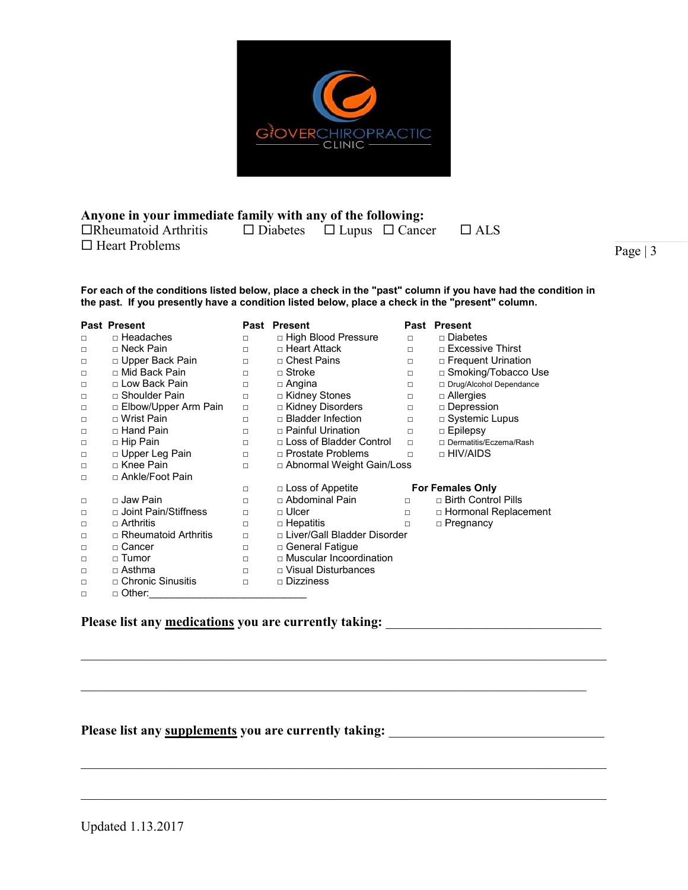**Anyone in your immediate family with any of the following:**

☐Rheumatoid Arthritis ☐ Diabetes ☐ Lupus ☐ Cancer ☐ ALS ☐ Heart Problems

**For each of the conditions listed below, place a check in the "past" column if you have had the condition in the past. If you presently have a condition listed below, place a check in the "present" column.**

| Past | Present | Past | Present | Past | Present |
|---|---|---|---|---|---|
| □ | □ Headaches | □ | □ High Blood Pressure | □ | □ Diabetes |
| □ | □ Neck Pain | □ | □ Heart Attack | □ | □ Excessive Thirst |
| □ | □ Upper Back Pain | □ | □ Chest Pains | □ | □ Frequent Urination |
| □ | □ Mid Back Pain | □ | □ Stroke | □ | □ Smoking/Tobacco Use |
| □ | □ Low Back Pain | □ | □ Angina | □ | □ Drug/Alcohol Dependance |
| □ | □ Shoulder Pain | □ | □ Kidney Stones | □ | □ Allergies |
| □ | □ Elbow/Upper Arm Pain | □ | □ Kidney Disorders | □ | □ Depression |
| □ | □ Wrist Pain | □ | □ Bladder Infection | □ | □ Systemic Lupus |
| □ | □ Hand Pain | □ | □ Painful Urination | □ | □ Epilepsy |
| □ | □ Hip Pain | □ | □ Loss of Bladder Control | □ | □ Dermatitis/Eczema/Rash |
| □ | □ Upper Leg Pain | □ | □ Prostate Problems | □ | □ HIV/AIDS |
| □ | □ Knee Pain | □ | □ Abnormal Weight Gain/Loss | | |
| □ | □ Ankle/Foot Pain | | | | |
| | | □ | □ Loss of Appetite | | **For Females Only** |
| □ | □ Jaw Pain | □ | □ Abdominal Pain | □ | □ Birth Control Pills |
| □ | □ Joint Pain/Stiffness | □ | □ Ulcer | □ | □ Hormonal Replacement |
| □ | □ Arthritis | □ | □ Hepatitis | □ | □ Pregnancy |
| □ | □ Rheumatoid Arthritis | □ | □ Liver/Gall Bladder Disorder | | |
| □ | □ Cancer | □ | □ General Fatigue | | |
| □ | □ Tumor | □ | □ Muscular Incoordination | | |
| □ | □ Asthma | □ | □ Visual Disturbances | | |
| □ | □ Chronic Sinusitis | □ | □ Dizziness | | |
| □ | □ Other:____________________________ | | | | |

**Please list any <u>medications</u> you are currently taking:** _________________________________

_______________________________________________________________________________

_______________________________________________________________________________

**Please list any <u>supplements</u> you are currently taking:** _________________________________

_______________________________________________________________________________

_______________________________________________________________________________

Updated 1.13.2017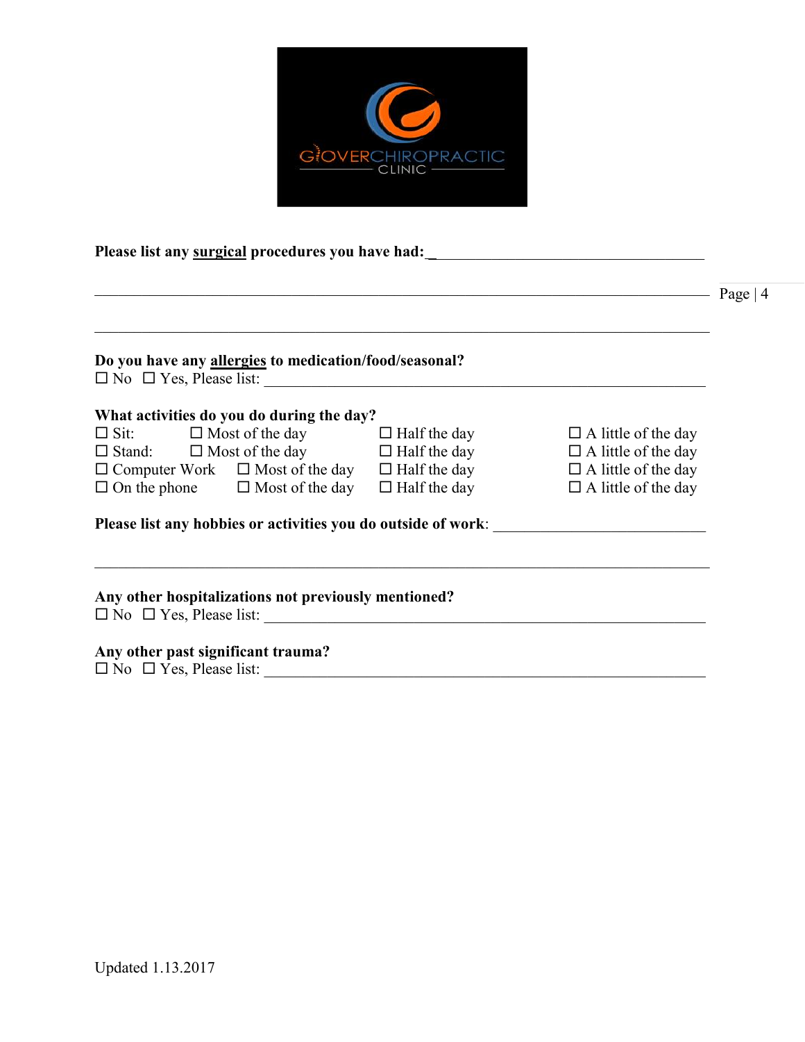GLOVER CHIROPRACTIC CLINIC

**Please list any <u>surgical</u> procedures you have had:** ___________________________________

_____________________________________________________________________________

_____________________________________________________________________________

**Do you have any <u>allergies</u> to medication/food/seasonal?**
☐ No ☐ Yes, Please list: _____________________________________________________

**What activities do you do during the day?**

| | | | |
|---|---|---|---|
| ☐ Sit: | ☐ Most of the day | ☐ Half the day | ☐ A little of the day |
| ☐ Stand: | ☐ Most of the day | ☐ Half the day | ☐ A little of the day |
| ☐ Computer Work | ☐ Most of the day | ☐ Half the day | ☐ A little of the day |
| ☐ On the phone | ☐ Most of the day | ☐ Half the day | ☐ A little of the day |

**Please list any hobbies or activities you do outside of work**: ___________________________

_____________________________________________________________________________

**Any other hospitalizations not previously mentioned?**
☐ No ☐ Yes, Please list: _____________________________________________________

**Any other past significant trauma?**
☐ No ☐ Yes, Please list: _____________________________________________________

Updated 1.13.2017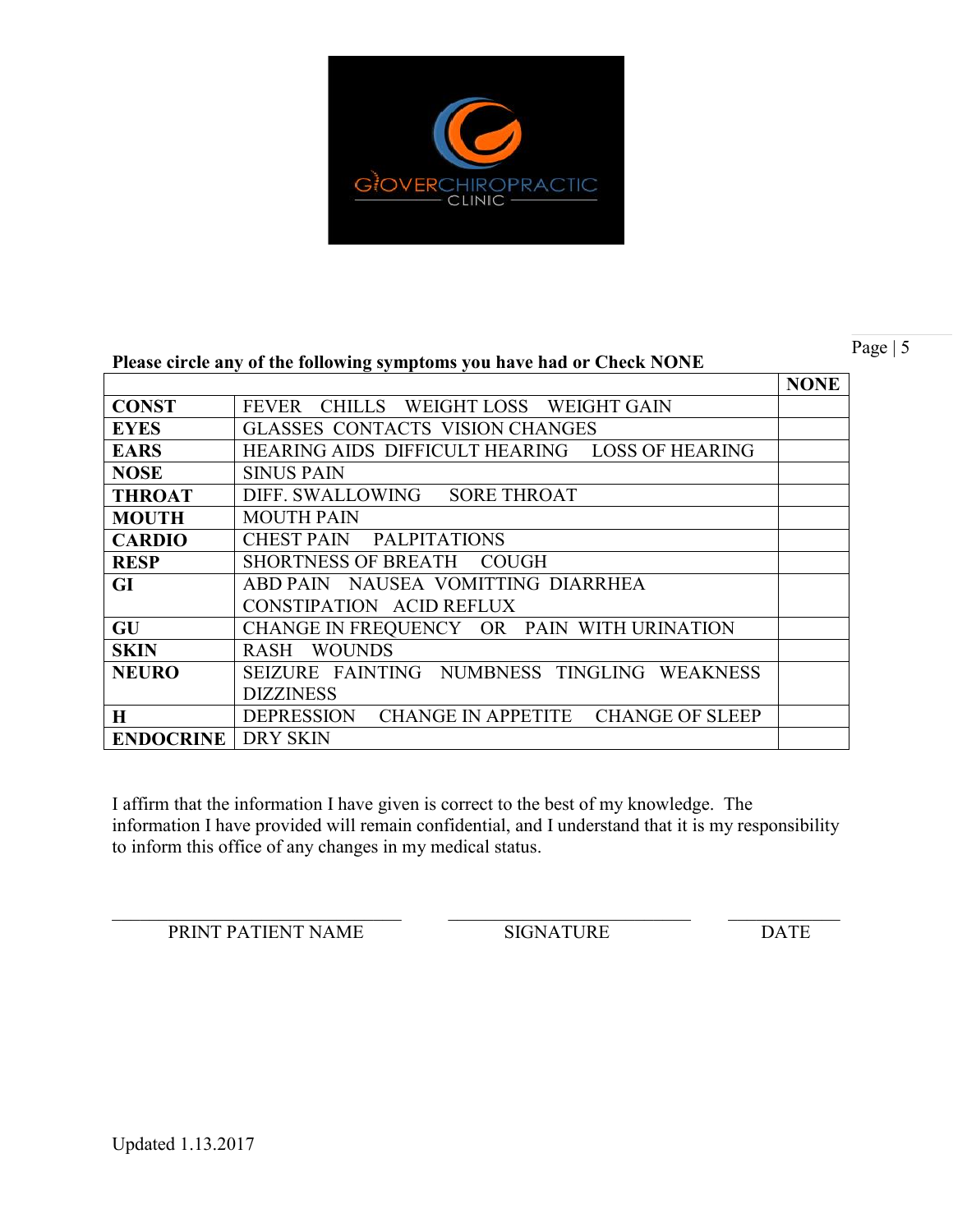GLOVER CHIROPRACTIC CLINIC

**Please circle any of the following symptoms you have had or Check NONE**

| | | **NONE** |
|---|---|---|
| **CONST** | FEVER CHILLS WEIGHT LOSS WEIGHT GAIN | |
| **EYES** | GLASSES CONTACTS VISION CHANGES | |
| **EARS** | HEARING AIDS DIFFICULT HEARING LOSS OF HEARING | |
| **NOSE** | SINUS PAIN | |
| **THROAT** | DIFF. SWALLOWING SORE THROAT | |
| **MOUTH** | MOUTH PAIN | |
| **CARDIO** | CHEST PAIN PALPITATIONS | |
| **RESP** | SHORTNESS OF BREATH COUGH | |
| **GI** | ABD PAIN NAUSEA VOMITTING DIARRHEA CONSTIPATION ACID REFLUX | |
| **GU** | CHANGE IN FREQUENCY OR PAIN WITH URINATION | |
| **SKIN** | RASH WOUNDS | |
| **NEURO** | SEIZURE FAINTING NUMBNESS TINGLING WEAKNESS DIZZINESS | |
| **H** | DEPRESSION CHANGE IN APPETITE CHANGE OF SLEEP | |
| **ENDOCRINE** | DRY SKIN | |

I affirm that the information I have given is correct to the best of my knowledge. The information I have provided will remain confidential, and I understand that it is my responsibility to inform this office of any changes in my medical status.

______________________________ PRINT PATIENT NAME

______________________________ SIGNATURE

____________ DATE

Updated 1.13.2017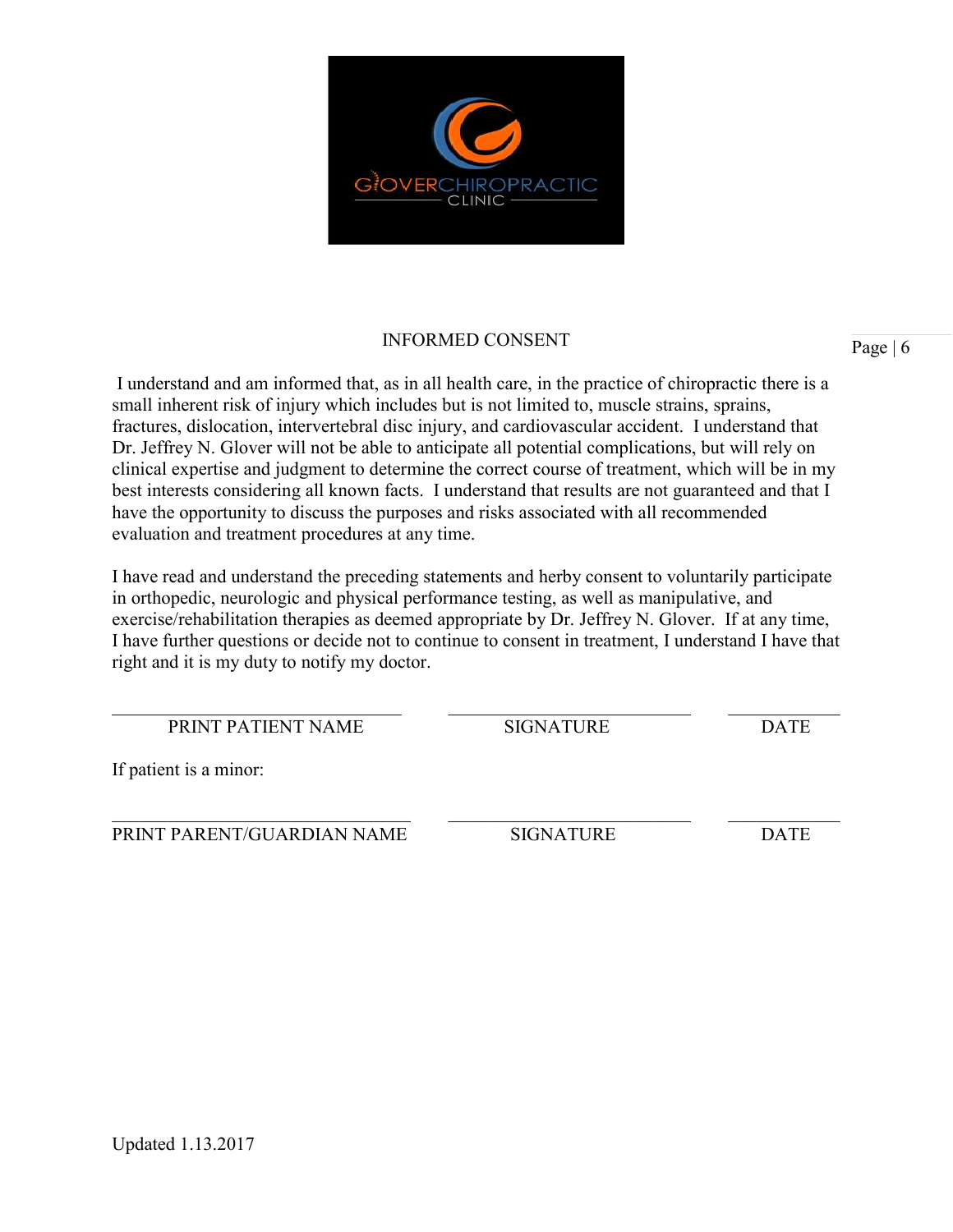GLOVER CHIROPRACTIC CLINIC

## INFORMED CONSENT

I understand and am informed that, as in all health care, in the practice of chiropractic there is a small inherent risk of injury which includes but is not limited to, muscle strains, sprains, fractures, dislocation, intervertebral disc injury, and cardiovascular accident. I understand that Dr. Jeffrey N. Glover will not be able to anticipate all potential complications, but will rely on clinical expertise and judgment to determine the correct course of treatment, which will be in my best interests considering all known facts. I understand that results are not guaranteed and that I have the opportunity to discuss the purposes and risks associated with all recommended evaluation and treatment procedures at any time.

I have read and understand the preceding statements and herby consent to voluntarily participate in orthopedic, neurologic and physical performance testing, as well as manipulative, and exercise/rehabilitation therapies as deemed appropriate by Dr. Jeffrey N. Glover. If at any time, I have further questions or decide not to continue to consent in treatment, I understand I have that right and it is my duty to notify my doctor.

| ______________________________ | ______________________________ | ____________ |
|---|---|---|
| PRINT PATIENT NAME | SIGNATURE | DATE |

If patient is a minor:

| ______________________________ | ______________________________ | ____________ |
|---|---|---|
| PRINT PARENT/GUARDIAN NAME | SIGNATURE | DATE |

Updated 1.13.2017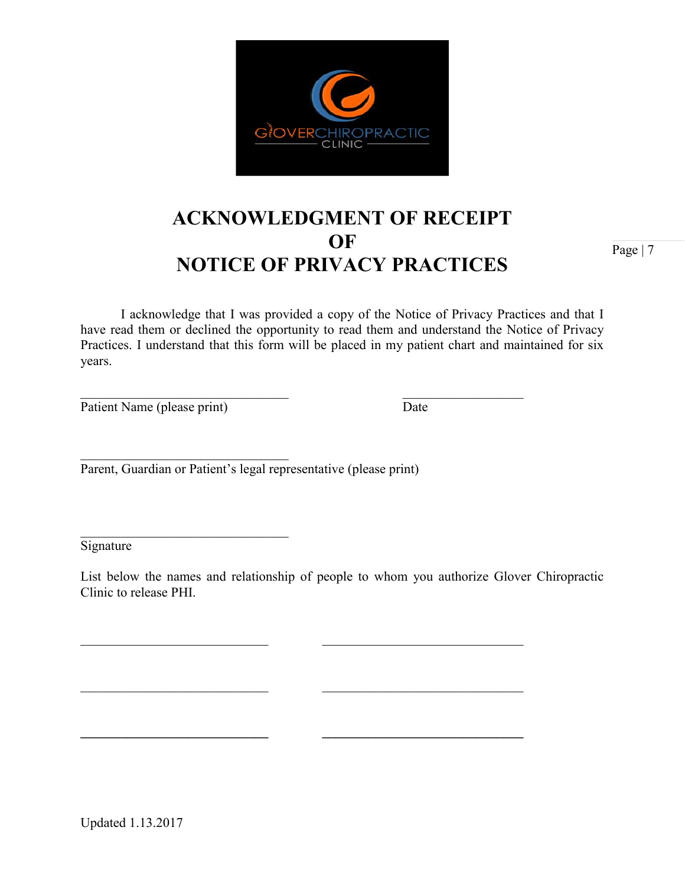# ACKNOWLEDGMENT OF RECEIPT OF NOTICE OF PRIVACY PRACTICES

I acknowledge that I was provided a copy of the Notice of Privacy Practices and that I have read them or declined the opportunity to read them and understand the Notice of Privacy Practices. I understand that this form will be placed in my patient chart and maintained for six years.

_______________________________ &nbsp;&nbsp;&nbsp;&nbsp;&nbsp;&nbsp;&nbsp;&nbsp; __________________

Patient Name (please print) &nbsp;&nbsp;&nbsp;&nbsp;&nbsp;&nbsp;&nbsp;&nbsp;&nbsp;&nbsp;&nbsp;&nbsp;&nbsp;&nbsp;&nbsp;&nbsp;&nbsp;&nbsp;&nbsp;&nbsp; Date

_______________________________

Parent, Guardian or Patient's legal representative (please print)

_______________________________

Signature

List below the names and relationship of people to whom you authorize Glover Chiropractic Clinic to release PHI.

____________________________ &nbsp;&nbsp;&nbsp;&nbsp;&nbsp;&nbsp;&nbsp;&nbsp; ______________________________

____________________________ &nbsp;&nbsp;&nbsp;&nbsp;&nbsp;&nbsp;&nbsp;&nbsp; ______________________________

____________________________ &nbsp;&nbsp;&nbsp;&nbsp;&nbsp;&nbsp;&nbsp;&nbsp; ______________________________

Updated 1.13.2017